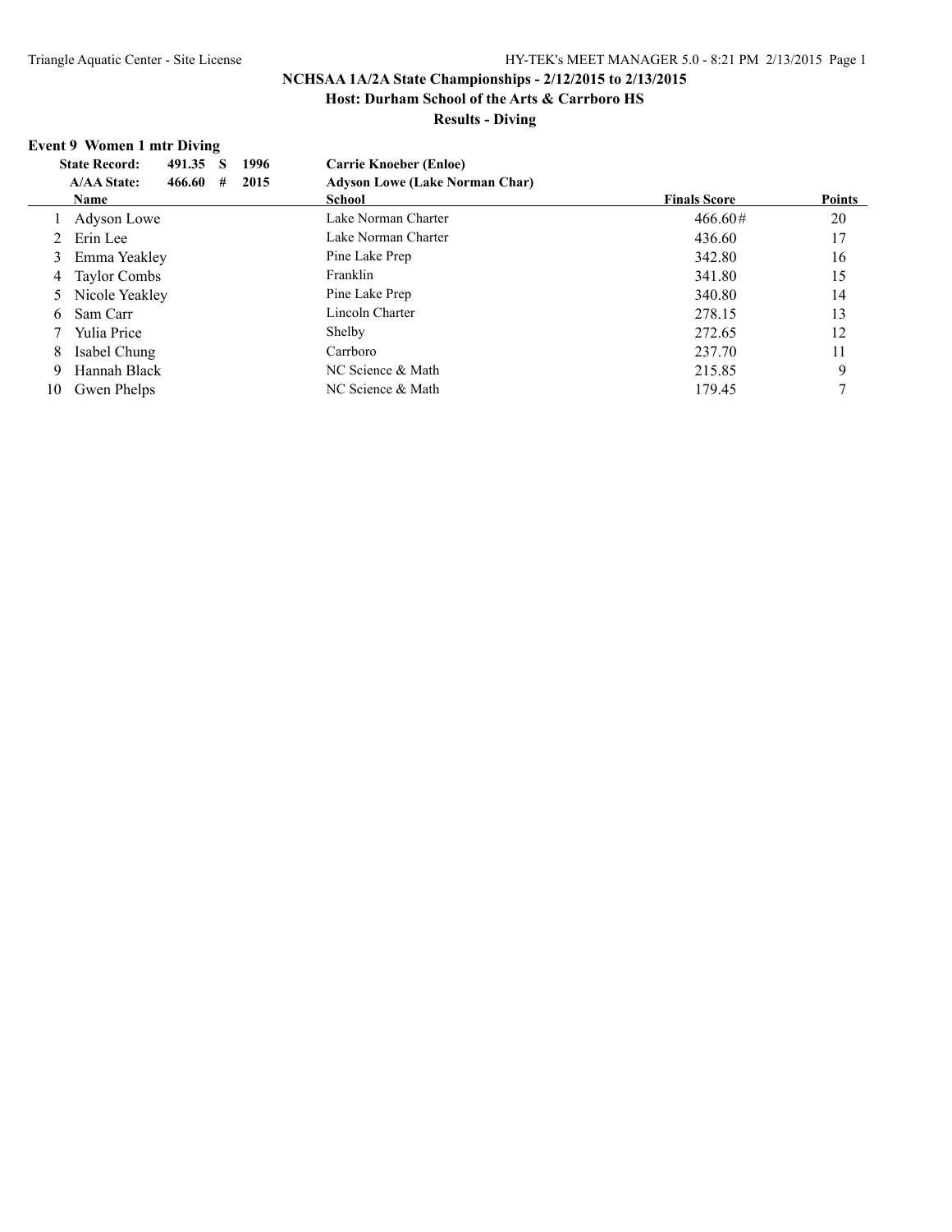# NCHSAA 1A/2A State Championships - 2/12/2015 to 2/13/2015

## Host: Durham School of the Arts & Carrboro HS

## Results - Diving

### Event 9 Women 1 mtr Diving

| | | | | |
|---|---|---|---|---|
| **State Record:** | **491.35** | **S** | **1996** | **Carrie Knoeber (Enloe)** |
| **A/AA State:** | **466.60** | **#** | **2015** | **Adyson Lowe (Lake Norman Char)** |

| | Name | School | Finals Score | Points |
|---|---|---|---|---|
| 1 | Adyson Lowe | Lake Norman Charter | 466.60# | 20 |
| 2 | Erin Lee | Lake Norman Charter | 436.60 | 17 |
| 3 | Emma Yeakley | Pine Lake Prep | 342.80 | 16 |
| 4 | Taylor Combs | Franklin | 341.80 | 15 |
| 5 | Nicole Yeakley | Pine Lake Prep | 340.80 | 14 |
| 6 | Sam Carr | Lincoln Charter | 278.15 | 13 |
| 7 | Yulia Price | Shelby | 272.65 | 12 |
| 8 | Isabel Chung | Carrboro | 237.70 | 11 |
| 9 | Hannah Black | NC Science & Math | 215.85 | 9 |
| 10 | Gwen Phelps | NC Science & Math | 179.45 | 7 |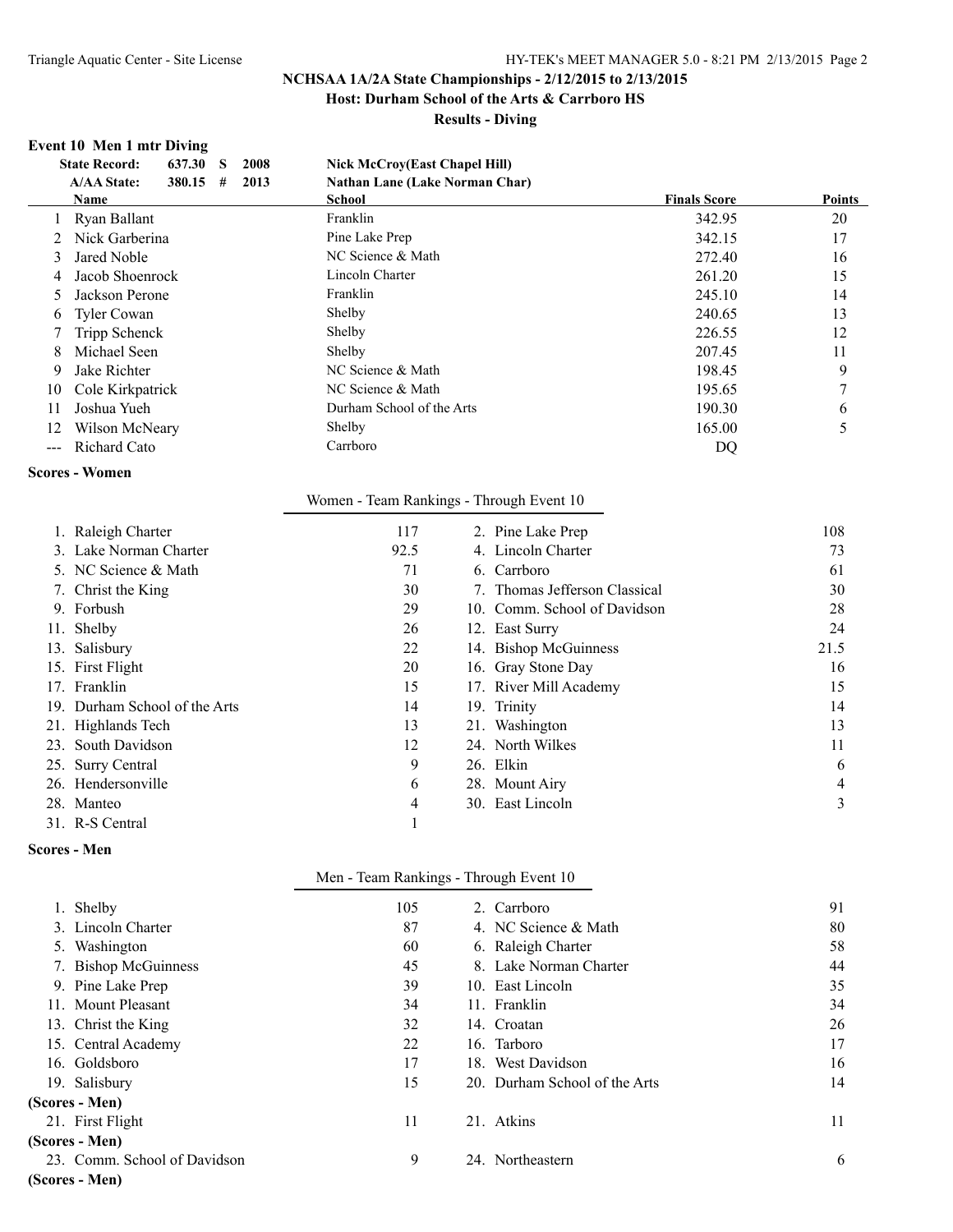# NCHSAA 1A/2A State Championships - 2/12/2015 to 2/13/2015

**Host: Durham School of the Arts & Carrboro HS**

**Results - Diving**

### Event 10 Men 1 mtr Diving

| | | | | |
|---|---|---|---|---|
| **State Record:** | **637.30** | **S** | **2008** | **Nick McCroy(East Chapel Hill)** |
| **A/AA State:** | **380.15** | **#** | **2013** | **Nathan Lane (Lake Norman Char)** |

| | Name | School | Finals Score | Points |
|---|---|---|---|---|
| 1 | Ryan Ballant | Franklin | 342.95 | 20 |
| 2 | Nick Garberina | Pine Lake Prep | 342.15 | 17 |
| 3 | Jared Noble | NC Science & Math | 272.40 | 16 |
| 4 | Jacob Shoenrock | Lincoln Charter | 261.20 | 15 |
| 5 | Jackson Perone | Franklin | 245.10 | 14 |
| 6 | Tyler Cowan | Shelby | 240.65 | 13 |
| 7 | Tripp Schenck | Shelby | 226.55 | 12 |
| 8 | Michael Seen | Shelby | 207.45 | 11 |
| 9 | Jake Richter | NC Science & Math | 198.45 | 9 |
| 10 | Cole Kirkpatrick | NC Science & Math | 195.65 | 7 |
| 11 | Joshua Yueh | Durham School of the Arts | 190.30 | 6 |
| 12 | Wilson McNeary | Shelby | 165.00 | 5 |
| --- | Richard Cato | Carrboro | DQ | |

### Scores - Women

Women - Team Rankings - Through Event 10

| | Team | Points | | Team | Points |
|---|---|---|---|---|---|
| 1. | Raleigh Charter | 117 | 2. | Pine Lake Prep | 108 |
| 3. | Lake Norman Charter | 92.5 | 4. | Lincoln Charter | 73 |
| 5. | NC Science & Math | 71 | 6. | Carrboro | 61 |
| 7. | Christ the King | 30 | 7. | Thomas Jefferson Classical | 30 |
| 9. | Forbush | 29 | 10. | Comm. School of Davidson | 28 |
| 11. | Shelby | 26 | 12. | East Surry | 24 |
| 13. | Salisbury | 22 | 14. | Bishop McGuinness | 21.5 |
| 15. | First Flight | 20 | 16. | Gray Stone Day | 16 |
| 17. | Franklin | 15 | 17. | River Mill Academy | 15 |
| 19. | Durham School of the Arts | 14 | 19. | Trinity | 14 |
| 21. | Highlands Tech | 13 | 21. | Washington | 13 |
| 23. | South Davidson | 12 | 24. | North Wilkes | 11 |
| 25. | Surry Central | 9 | 26. | Elkin | 6 |
| 26. | Hendersonville | 6 | 28. | Mount Airy | 4 |
| 28. | Manteo | 4 | 30. | East Lincoln | 3 |
| 31. | R-S Central | 1 | | | |

### Scores - Men

Men - Team Rankings - Through Event 10

| | Team | Points | | Team | Points |
|---|---|---|---|---|---|
| 1. | Shelby | 105 | 2. | Carrboro | 91 |
| 3. | Lincoln Charter | 87 | 4. | NC Science & Math | 80 |
| 5. | Washington | 60 | 6. | Raleigh Charter | 58 |
| 7. | Bishop McGuinness | 45 | 8. | Lake Norman Charter | 44 |
| 9. | Pine Lake Prep | 39 | 10. | East Lincoln | 35 |
| 11. | Mount Pleasant | 34 | 11. | Franklin | 34 |
| 13. | Christ the King | 32 | 14. | Croatan | 26 |
| 15. | Central Academy | 22 | 16. | Tarboro | 17 |
| 16. | Goldsboro | 17 | 18. | West Davidson | 16 |
| 19. | Salisbury | 15 | 20. | Durham School of the Arts | 14 |
| 21. | First Flight | 11 | 21. | Atkins | 11 |
| 23. | Comm. School of Davidson | 9 | 24. | Northeastern | 6 |

**(Scores - Men)**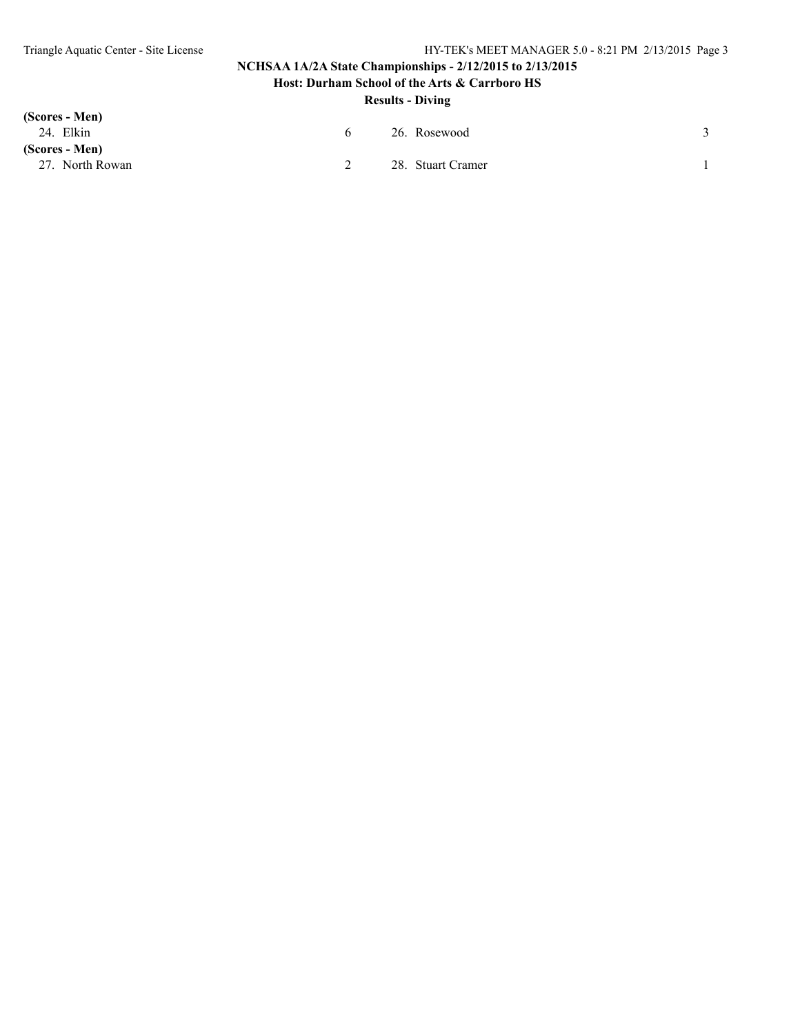**(Scores - Men)**

| | | | |
|---|---|---|---|
| 24. Elkin | 6 | 26. Rosewood | 3 |

**(Scores - Men)**

| | | | |
|---|---|---|---|
| 27. North Rowan | 2 | 28. Stuart Cramer | 1 |